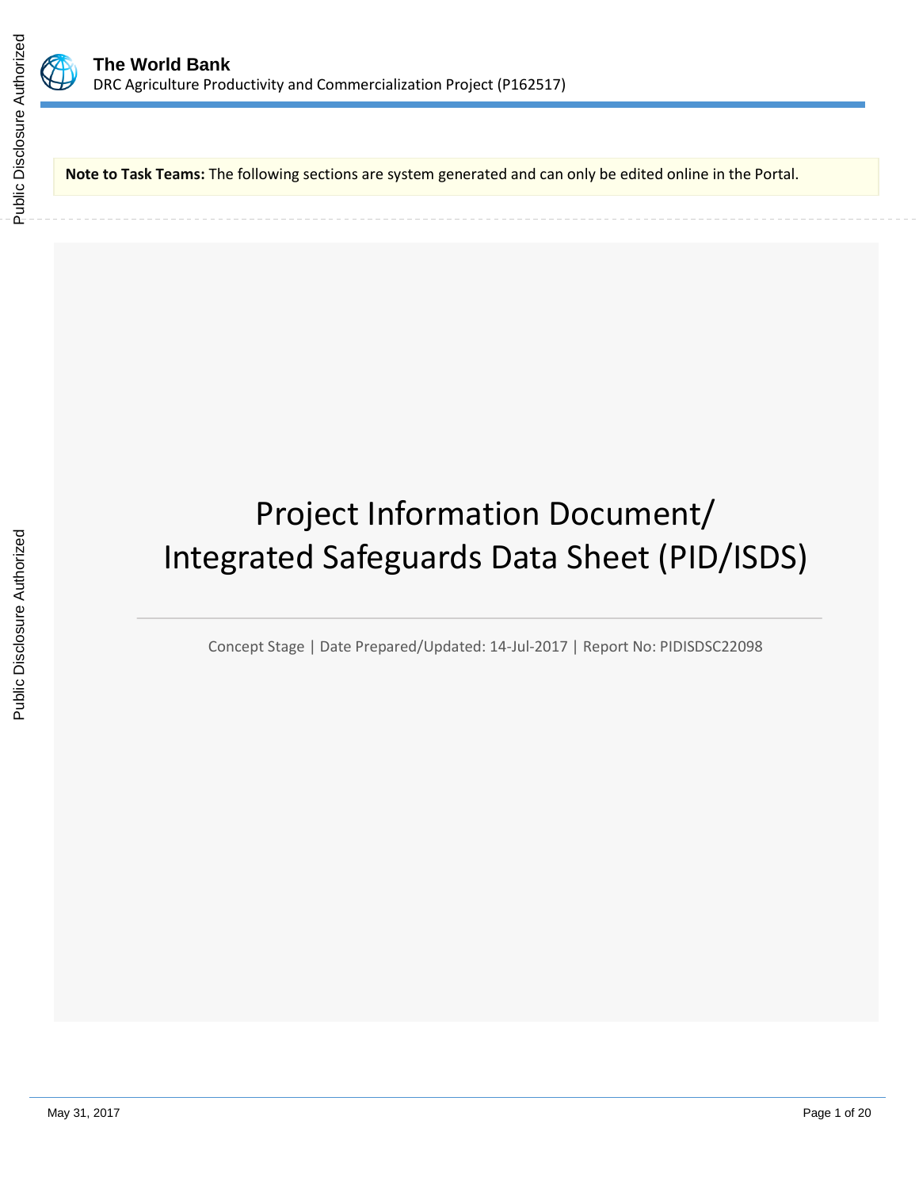**The World Bank**
DRC Agriculture Productivity and Commercialization Project (P162517)

**Note to Task Teams:** The following sections are system generated and can only be edited online in the Portal.

# Project Information Document/ Integrated Safeguards Data Sheet (PID/ISDS)

Concept Stage | Date Prepared/Updated: 14-Jul-2017 | Report No: PIDISDSC22098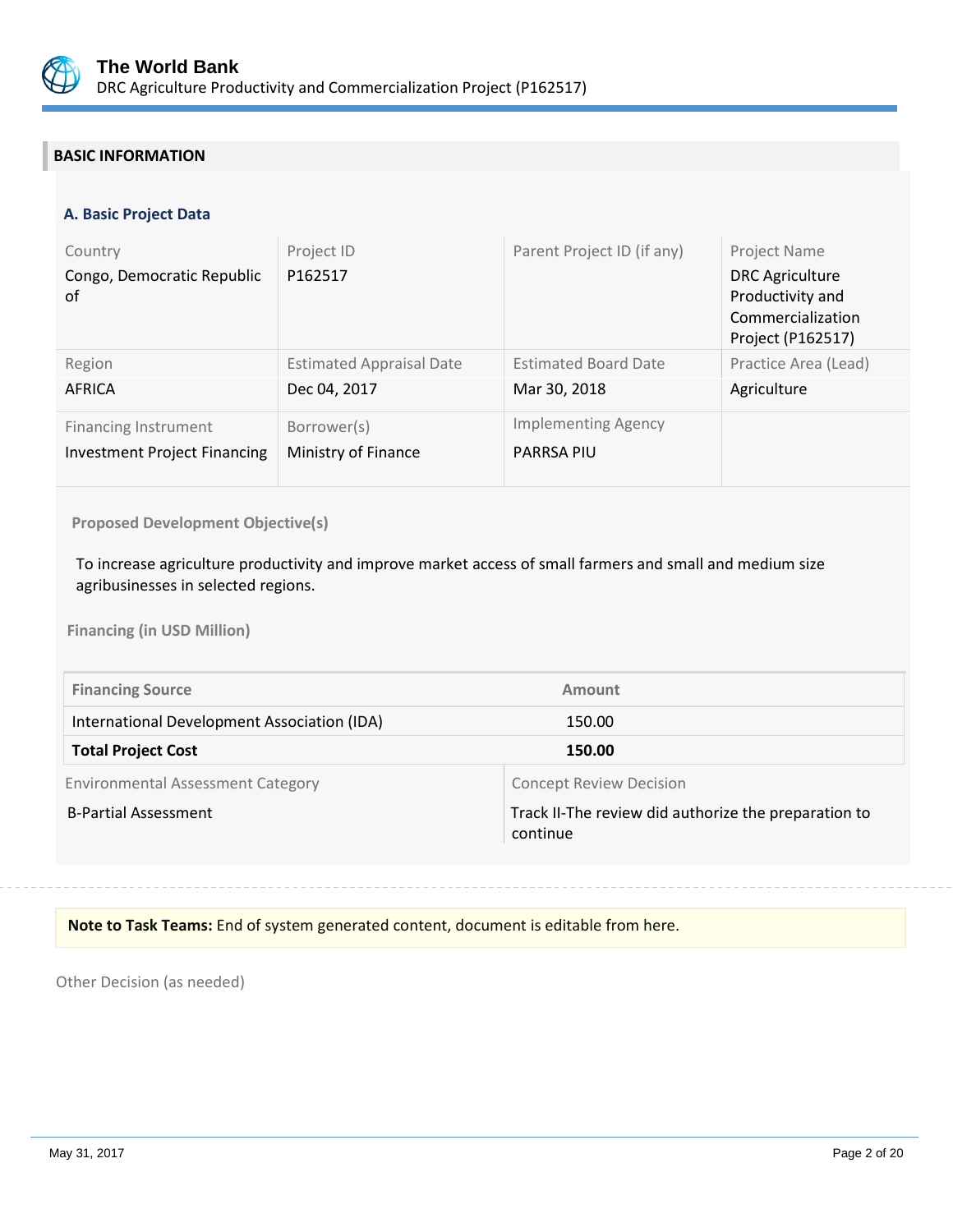## BASIC INFORMATION

### A. Basic Project Data

| Country | Project ID | Parent Project ID (if any) | Project Name |
|---|---|---|---|
| Congo, Democratic Republic of | P162517 | | DRC Agriculture Productivity and Commercialization Project (P162517) |
| **Region** | **Estimated Appraisal Date** | **Estimated Board Date** | **Practice Area (Lead)** |
| AFRICA | Dec 04, 2017 | Mar 30, 2018 | Agriculture |
| **Financing Instrument** | **Borrower(s)** | **Implementing Agency** | |
| Investment Project Financing | Ministry of Finance | PARRSA PIU | |

**Proposed Development Objective(s)**

To increase agriculture productivity and improve market access of small farmers and small and medium size agribusinesses in selected regions.

**Financing (in USD Million)**

| Financing Source | Amount |
|---|---|
| International Development Association (IDA) | 150.00 |
| **Total Project Cost** | **150.00** |

| Environmental Assessment Category | Concept Review Decision |
|---|---|
| B-Partial Assessment | Track II-The review did authorize the preparation to continue |

**Note to Task Teams:** End of system generated content, document is editable from here.

Other Decision (as needed)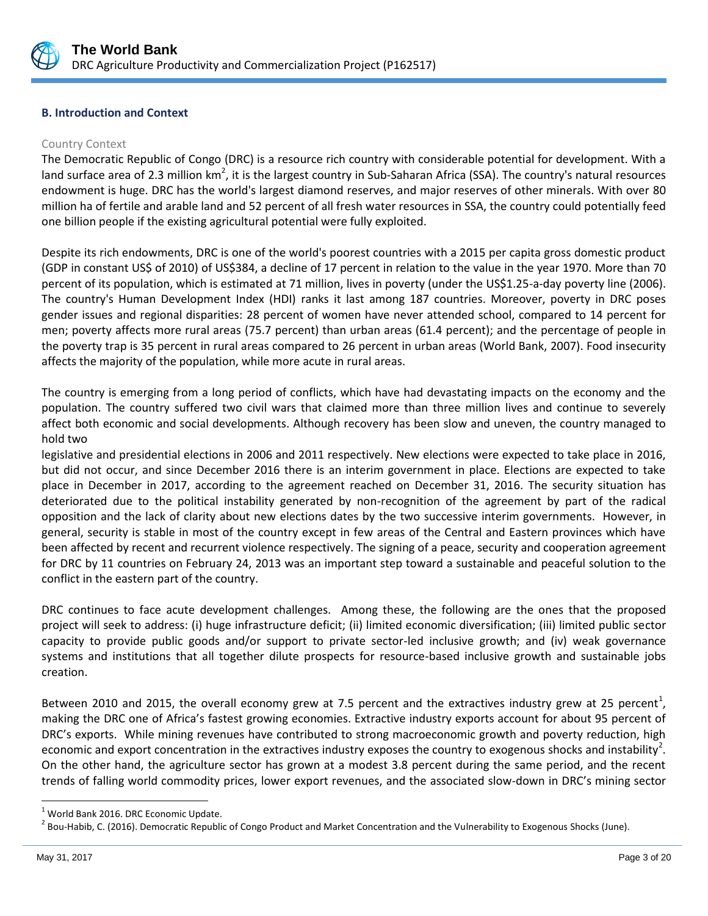### B. Introduction and Context

Country Context

The Democratic Republic of Congo (DRC) is a resource rich country with considerable potential for development. With a land surface area of 2.3 million $km^2$, it is the largest country in Sub-Saharan Africa (SSA). The country's natural resources endowment is huge. DRC has the world's largest diamond reserves, and major reserves of other minerals. With over 80 million ha of fertile and arable land and 52 percent of all fresh water resources in SSA, the country could potentially feed one billion people if the existing agricultural potential were fully exploited.

Despite its rich endowments, DRC is one of the world's poorest countries with a 2015 per capita gross domestic product (GDP in constant US$ of 2010) of US$384, a decline of 17 percent in relation to the value in the year 1970. More than 70 percent of its population, which is estimated at 71 million, lives in poverty (under the US$1.25-a-day poverty line (2006). The country's Human Development Index (HDI) ranks it last among 187 countries. Moreover, poverty in DRC poses gender issues and regional disparities: 28 percent of women have never attended school, compared to 14 percent for men; poverty affects more rural areas (75.7 percent) than urban areas (61.4 percent); and the percentage of people in the poverty trap is 35 percent in rural areas compared to 26 percent in urban areas (World Bank, 2007). Food insecurity affects the majority of the population, while more acute in rural areas.

The country is emerging from a long period of conflicts, which have had devastating impacts on the economy and the population. The country suffered two civil wars that claimed more than three million lives and continue to severely affect both economic and social developments. Although recovery has been slow and uneven, the country managed to hold two legislative and presidential elections in 2006 and 2011 respectively. New elections were expected to take place in 2016, but did not occur, and since December 2016 there is an interim government in place. Elections are expected to take place in December in 2017, according to the agreement reached on December 31, 2016. The security situation has deteriorated due to the political instability generated by non-recognition of the agreement by part of the radical opposition and the lack of clarity about new elections dates by the two successive interim governments. However, in general, security is stable in most of the country except in few areas of the Central and Eastern provinces which have been affected by recent and recurrent violence respectively. The signing of a peace, security and cooperation agreement for DRC by 11 countries on February 24, 2013 was an important step toward a sustainable and peaceful solution to the conflict in the eastern part of the country.

DRC continues to face acute development challenges. Among these, the following are the ones that the proposed project will seek to address: (i) huge infrastructure deficit; (ii) limited economic diversification; (iii) limited public sector capacity to provide public goods and/or support to private sector-led inclusive growth; and (iv) weak governance systems and institutions that all together dilute prospects for resource-based inclusive growth and sustainable jobs creation.

Between 2010 and 2015, the overall economy grew at 7.5 percent and the extractives industry grew at 25 percent[1], making the DRC one of Africa's fastest growing economies. Extractive industry exports account for about 95 percent of DRC's exports. While mining revenues have contributed to strong macroeconomic growth and poverty reduction, high economic and export concentration in the extractives industry exposes the country to exogenous shocks and instability[2]. On the other hand, the agriculture sector has grown at a modest 3.8 percent during the same period, and the recent trends of falling world commodity prices, lower export revenues, and the associated slow-down in DRC's mining sector

[1] World Bank 2016. DRC Economic Update.

[2] Bou-Habib, C. (2016). Democratic Republic of Congo Product and Market Concentration and the Vulnerability to Exogenous Shocks (June).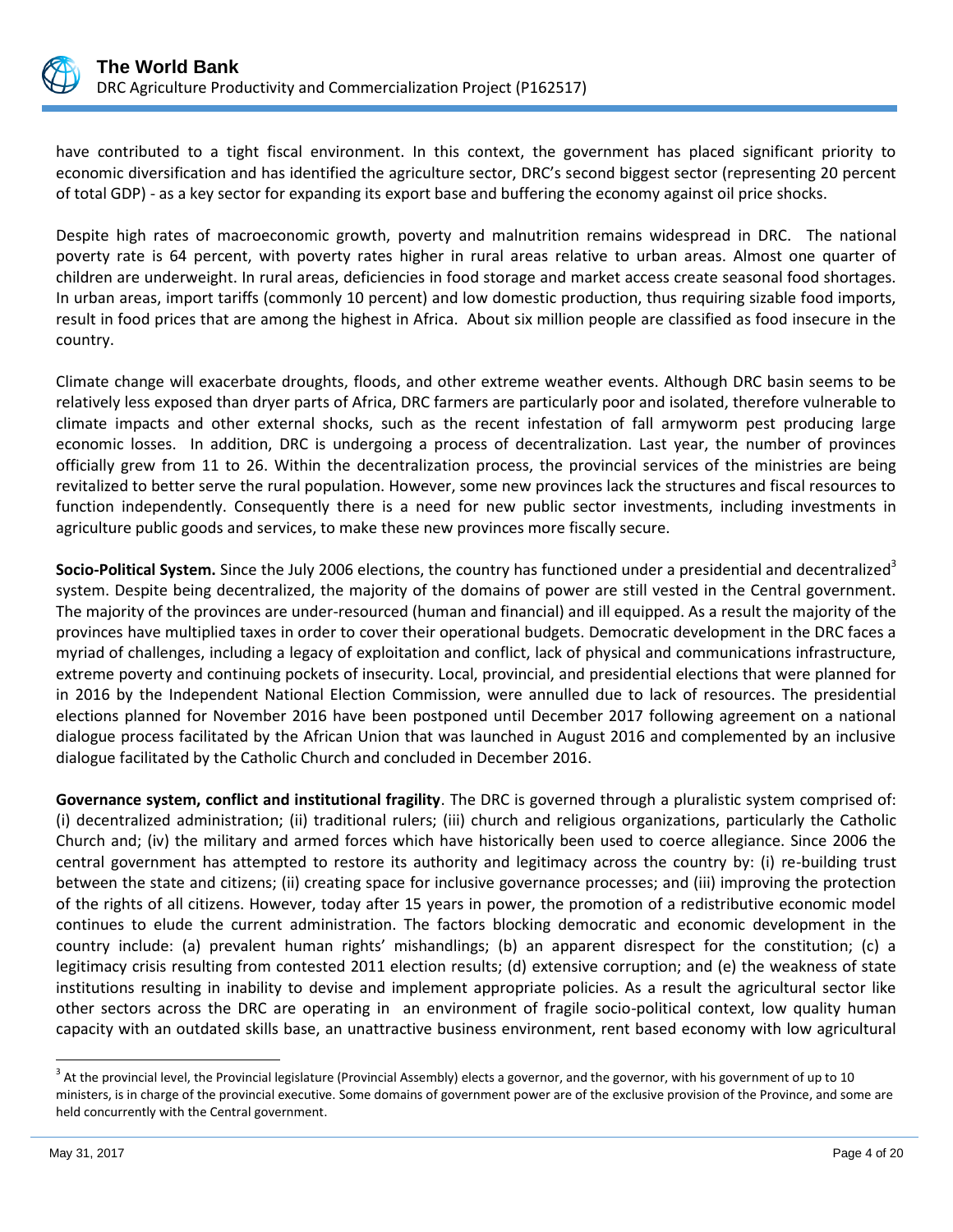have contributed to a tight fiscal environment. In this context, the government has placed significant priority to economic diversification and has identified the agriculture sector, DRC's second biggest sector (representing 20 percent of total GDP) - as a key sector for expanding its export base and buffering the economy against oil price shocks.

Despite high rates of macroeconomic growth, poverty and malnutrition remains widespread in DRC. The national poverty rate is 64 percent, with poverty rates higher in rural areas relative to urban areas. Almost one quarter of children are underweight. In rural areas, deficiencies in food storage and market access create seasonal food shortages. In urban areas, import tariffs (commonly 10 percent) and low domestic production, thus requiring sizable food imports, result in food prices that are among the highest in Africa. About six million people are classified as food insecure in the country.

Climate change will exacerbate droughts, floods, and other extreme weather events. Although DRC basin seems to be relatively less exposed than dryer parts of Africa, DRC farmers are particularly poor and isolated, therefore vulnerable to climate impacts and other external shocks, such as the recent infestation of fall armyworm pest producing large economic losses. In addition, DRC is undergoing a process of decentralization. Last year, the number of provinces officially grew from 11 to 26. Within the decentralization process, the provincial services of the ministries are being revitalized to better serve the rural population. However, some new provinces lack the structures and fiscal resources to function independently. Consequently there is a need for new public sector investments, including investments in agriculture public goods and services, to make these new provinces more fiscally secure.

**Socio-Political System.** Since the July 2006 elections, the country has functioned under a presidential and decentralized[3] system. Despite being decentralized, the majority of the domains of power are still vested in the Central government. The majority of the provinces are under-resourced (human and financial) and ill equipped. As a result the majority of the provinces have multiplied taxes in order to cover their operational budgets. Democratic development in the DRC faces a myriad of challenges, including a legacy of exploitation and conflict, lack of physical and communications infrastructure, extreme poverty and continuing pockets of insecurity. Local, provincial, and presidential elections that were planned for in 2016 by the Independent National Election Commission, were annulled due to lack of resources. The presidential elections planned for November 2016 have been postponed until December 2017 following agreement on a national dialogue process facilitated by the African Union that was launched in August 2016 and complemented by an inclusive dialogue facilitated by the Catholic Church and concluded in December 2016.

**Governance system, conflict and institutional fragility**. The DRC is governed through a pluralistic system comprised of: (i) decentralized administration; (ii) traditional rulers; (iii) church and religious organizations, particularly the Catholic Church and; (iv) the military and armed forces which have historically been used to coerce allegiance. Since 2006 the central government has attempted to restore its authority and legitimacy across the country by: (i) re-building trust between the state and citizens; (ii) creating space for inclusive governance processes; and (iii) improving the protection of the rights of all citizens. However, today after 15 years in power, the promotion of a redistributive economic model continues to elude the current administration. The factors blocking democratic and economic development in the country include: (a) prevalent human rights' mishandlings; (b) an apparent disrespect for the constitution; (c) a legitimacy crisis resulting from contested 2011 election results; (d) extensive corruption; and (e) the weakness of state institutions resulting in inability to devise and implement appropriate policies. As a result the agricultural sector like other sectors across the DRC are operating in an environment of fragile socio-political context, low quality human capacity with an outdated skills base, an unattractive business environment, rent based economy with low agricultural

[3] At the provincial level, the Provincial legislature (Provincial Assembly) elects a governor, and the governor, with his government of up to 10 ministers, is in charge of the provincial executive. Some domains of government power are of the exclusive provision of the Province, and some are held concurrently with the Central government.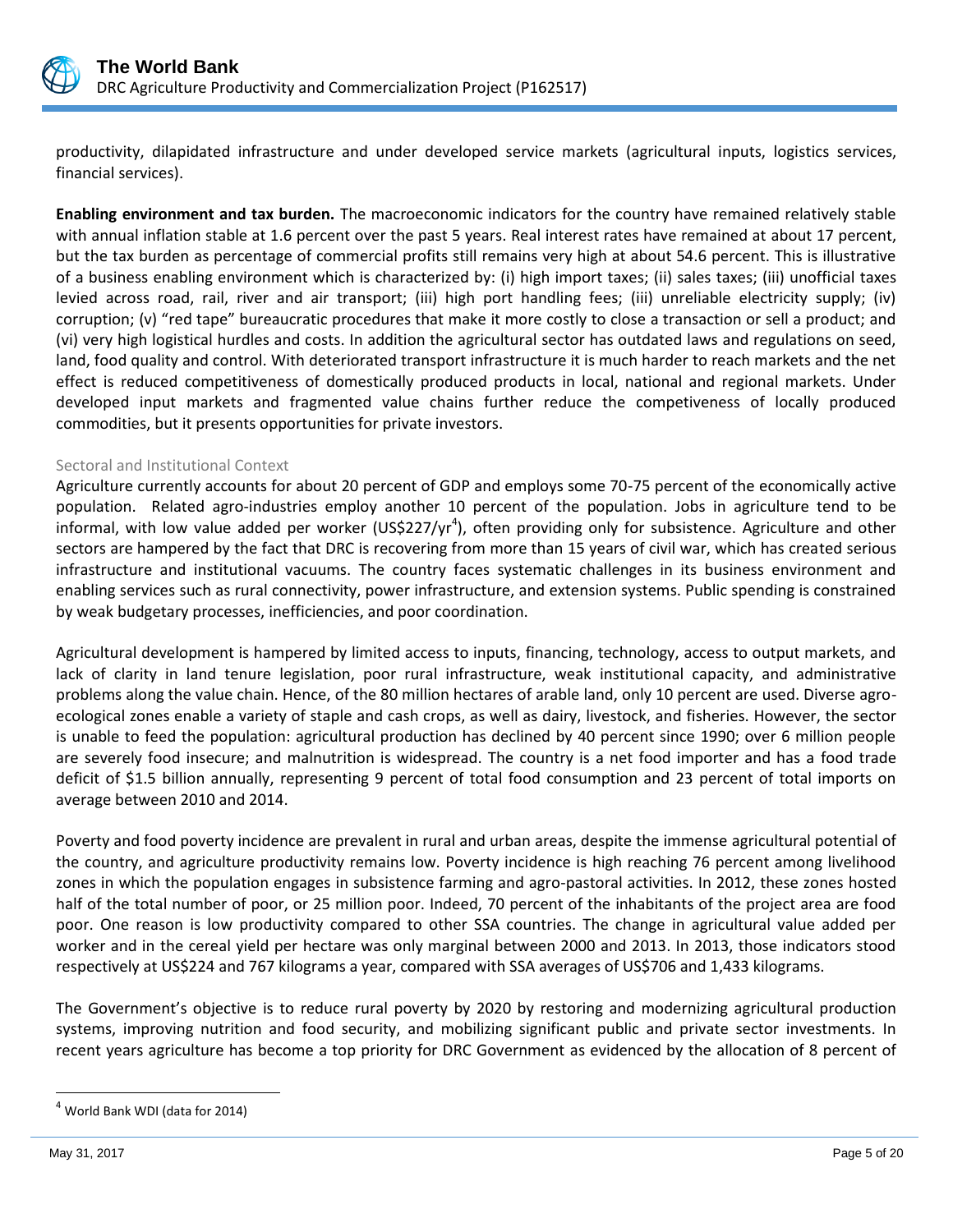productivity, dilapidated infrastructure and under developed service markets (agricultural inputs, logistics services, financial services).

**Enabling environment and tax burden.** The macroeconomic indicators for the country have remained relatively stable with annual inflation stable at 1.6 percent over the past 5 years. Real interest rates have remained at about 17 percent, but the tax burden as percentage of commercial profits still remains very high at about 54.6 percent. This is illustrative of a business enabling environment which is characterized by: (i) high import taxes; (ii) sales taxes; (iii) unofficial taxes levied across road, rail, river and air transport; (iii) high port handling fees; (iii) unreliable electricity supply; (iv) corruption; (v) "red tape" bureaucratic procedures that make it more costly to close a transaction or sell a product; and (vi) very high logistical hurdles and costs. In addition the agricultural sector has outdated laws and regulations on seed, land, food quality and control. With deteriorated transport infrastructure it is much harder to reach markets and the net effect is reduced competitiveness of domestically produced products in local, national and regional markets. Under developed input markets and fragmented value chains further reduce the competiveness of locally produced commodities, but it presents opportunities for private investors.

## Sectoral and Institutional Context

Agriculture currently accounts for about 20 percent of GDP and employs some 70-75 percent of the economically active population. Related agro-industries employ another 10 percent of the population. Jobs in agriculture tend to be informal, with low value added per worker (US$227/yr[4]), often providing only for subsistence. Agriculture and other sectors are hampered by the fact that DRC is recovering from more than 15 years of civil war, which has created serious infrastructure and institutional vacuums. The country faces systematic challenges in its business environment and enabling services such as rural connectivity, power infrastructure, and extension systems. Public spending is constrained by weak budgetary processes, inefficiencies, and poor coordination.

Agricultural development is hampered by limited access to inputs, financing, technology, access to output markets, and lack of clarity in land tenure legislation, poor rural infrastructure, weak institutional capacity, and administrative problems along the value chain. Hence, of the 80 million hectares of arable land, only 10 percent are used. Diverse agro-ecological zones enable a variety of staple and cash crops, as well as dairy, livestock, and fisheries. However, the sector is unable to feed the population: agricultural production has declined by 40 percent since 1990; over 6 million people are severely food insecure; and malnutrition is widespread. The country is a net food importer and has a food trade deficit of $1.5 billion annually, representing 9 percent of total food consumption and 23 percent of total imports on average between 2010 and 2014.

Poverty and food poverty incidence are prevalent in rural and urban areas, despite the immense agricultural potential of the country, and agriculture productivity remains low. Poverty incidence is high reaching 76 percent among livelihood zones in which the population engages in subsistence farming and agro-pastoral activities. In 2012, these zones hosted half of the total number of poor, or 25 million poor. Indeed, 70 percent of the inhabitants of the project area are food poor. One reason is low productivity compared to other SSA countries. The change in agricultural value added per worker and in the cereal yield per hectare was only marginal between 2000 and 2013. In 2013, those indicators stood respectively at US$224 and 767 kilograms a year, compared with SSA averages of US$706 and 1,433 kilograms.

The Government's objective is to reduce rural poverty by 2020 by restoring and modernizing agricultural production systems, improving nutrition and food security, and mobilizing significant public and private sector investments. In recent years agriculture has become a top priority for DRC Government as evidenced by the allocation of 8 percent of

---

[4] World Bank WDI (data for 2014)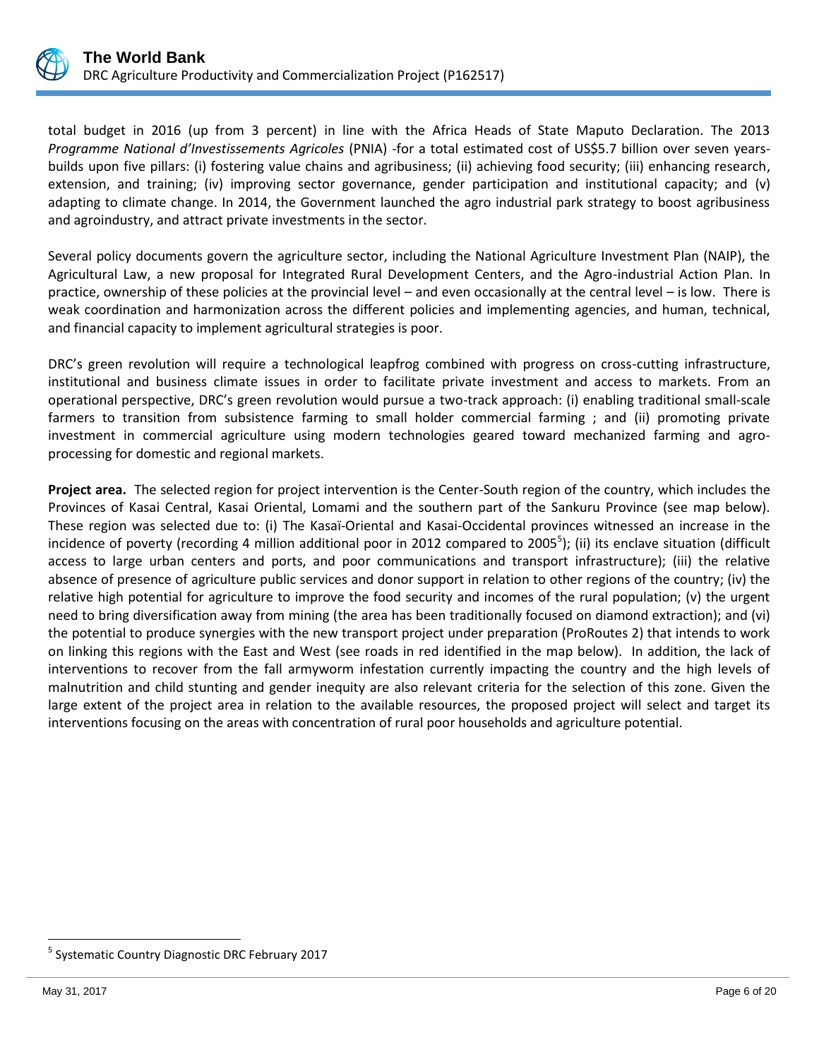total budget in 2016 (up from 3 percent) in line with the Africa Heads of State Maputo Declaration. The 2013 *Programme National d'Investissements Agricoles* (PNIA) -for a total estimated cost of US$5.7 billion over seven years- builds upon five pillars: (i) fostering value chains and agribusiness; (ii) achieving food security; (iii) enhancing research, extension, and training; (iv) improving sector governance, gender participation and institutional capacity; and (v) adapting to climate change. In 2014, the Government launched the agro industrial park strategy to boost agribusiness and agroindustry, and attract private investments in the sector.

Several policy documents govern the agriculture sector, including the National Agriculture Investment Plan (NAIP), the Agricultural Law, a new proposal for Integrated Rural Development Centers, and the Agro-industrial Action Plan. In practice, ownership of these policies at the provincial level – and even occasionally at the central level – is low. There is weak coordination and harmonization across the different policies and implementing agencies, and human, technical, and financial capacity to implement agricultural strategies is poor.

DRC's green revolution will require a technological leapfrog combined with progress on cross-cutting infrastructure, institutional and business climate issues in order to facilitate private investment and access to markets. From an operational perspective, DRC's green revolution would pursue a two-track approach: (i) enabling traditional small-scale farmers to transition from subsistence farming to small holder commercial farming ; and (ii) promoting private investment in commercial agriculture using modern technologies geared toward mechanized farming and agro-processing for domestic and regional markets.

**Project area.** The selected region for project intervention is the Center-South region of the country, which includes the Provinces of Kasai Central, Kasai Oriental, Lomami and the southern part of the Sankuru Province (see map below). These region was selected due to: (i) The Kasaï-Oriental and Kasai-Occidental provinces witnessed an increase in the incidence of poverty (recording 4 million additional poor in 2012 compared to 2005[5]); (ii) its enclave situation (difficult access to large urban centers and ports, and poor communications and transport infrastructure); (iii) the relative absence of presence of agriculture public services and donor support in relation to other regions of the country; (iv) the relative high potential for agriculture to improve the food security and incomes of the rural population; (v) the urgent need to bring diversification away from mining (the area has been traditionally focused on diamond extraction); and (vi) the potential to produce synergies with the new transport project under preparation (ProRoutes 2) that intends to work on linking this regions with the East and West (see roads in red identified in the map below). In addition, the lack of interventions to recover from the fall armyworm infestation currently impacting the country and the high levels of malnutrition and child stunting and gender inequity are also relevant criteria for the selection of this zone. Given the large extent of the project area in relation to the available resources, the proposed project will select and target its interventions focusing on the areas with concentration of rural poor households and agriculture potential.

[5] Systematic Country Diagnostic DRC February 2017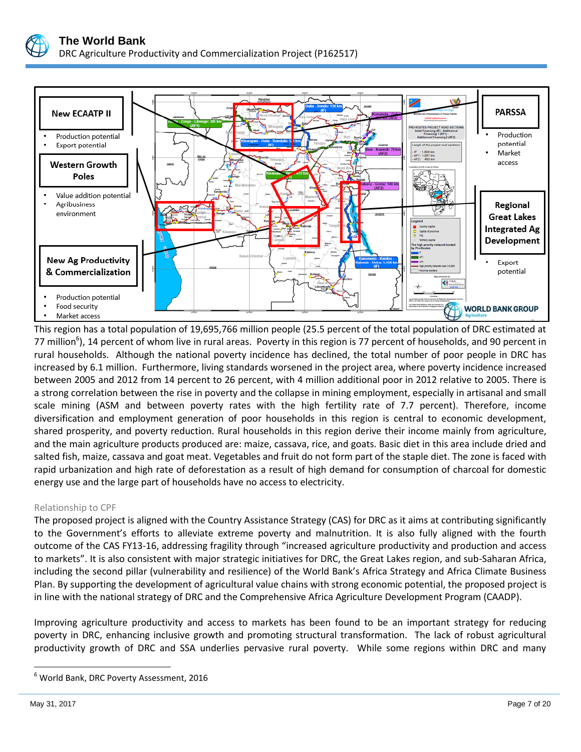This region has a total population of 19,695,766 million people (25.5 percent of the total population of DRC estimated at 77 million[6]), 14 percent of whom live in rural areas. Poverty in this region is 77 percent of households, and 90 percent in rural households. Although the national poverty incidence has declined, the total number of poor people in DRC has increased by 6.1 million. Furthermore, living standards worsened in the project area, where poverty incidence increased between 2005 and 2012 from 14 percent to 26 percent, with 4 million additional poor in 2012 relative to 2005. There is a strong correlation between the rise in poverty and the collapse in mining employment, especially in artisanal and small scale mining (ASM and between poverty rates with the high fertility rate of 7.7 percent). Therefore, income diversification and employment generation of poor households in this region is central to economic development, shared prosperity, and poverty reduction. Rural households in this region derive their income mainly from agriculture, and the main agriculture products produced are: maize, cassava, rice, and goats. Basic diet in this area include dried and salted fish, maize, cassava and goat meat. Vegetables and fruit do not form part of the staple diet. The zone is faced with rapid urbanization and high rate of deforestation as a result of high demand for consumption of charcoal for domestic energy use and the large part of households have no access to electricity.

### Relationship to CPF

The proposed project is aligned with the Country Assistance Strategy (CAS) for DRC as it aims at contributing significantly to the Government's efforts to alleviate extreme poverty and malnutrition. It is also fully aligned with the fourth outcome of the CAS FY13-16, addressing fragility through "increased agriculture productivity and production and access to markets". It is also consistent with major strategic initiatives for DRC, the Great Lakes region, and sub-Saharan Africa, including the second pillar (vulnerability and resilience) of the World Bank's Africa Strategy and Africa Climate Business Plan. By supporting the development of agricultural value chains with strong economic potential, the proposed project is in line with the national strategy of DRC and the Comprehensive Africa Agriculture Development Program (CAADP).

Improving agriculture productivity and access to markets has been found to be an important strategy for reducing poverty in DRC, enhancing inclusive growth and promoting structural transformation. The lack of robust agricultural productivity growth of DRC and SSA underlies pervasive rural poverty. While some regions within DRC and many

---

[6] World Bank, DRC Poverty Assessment, 2016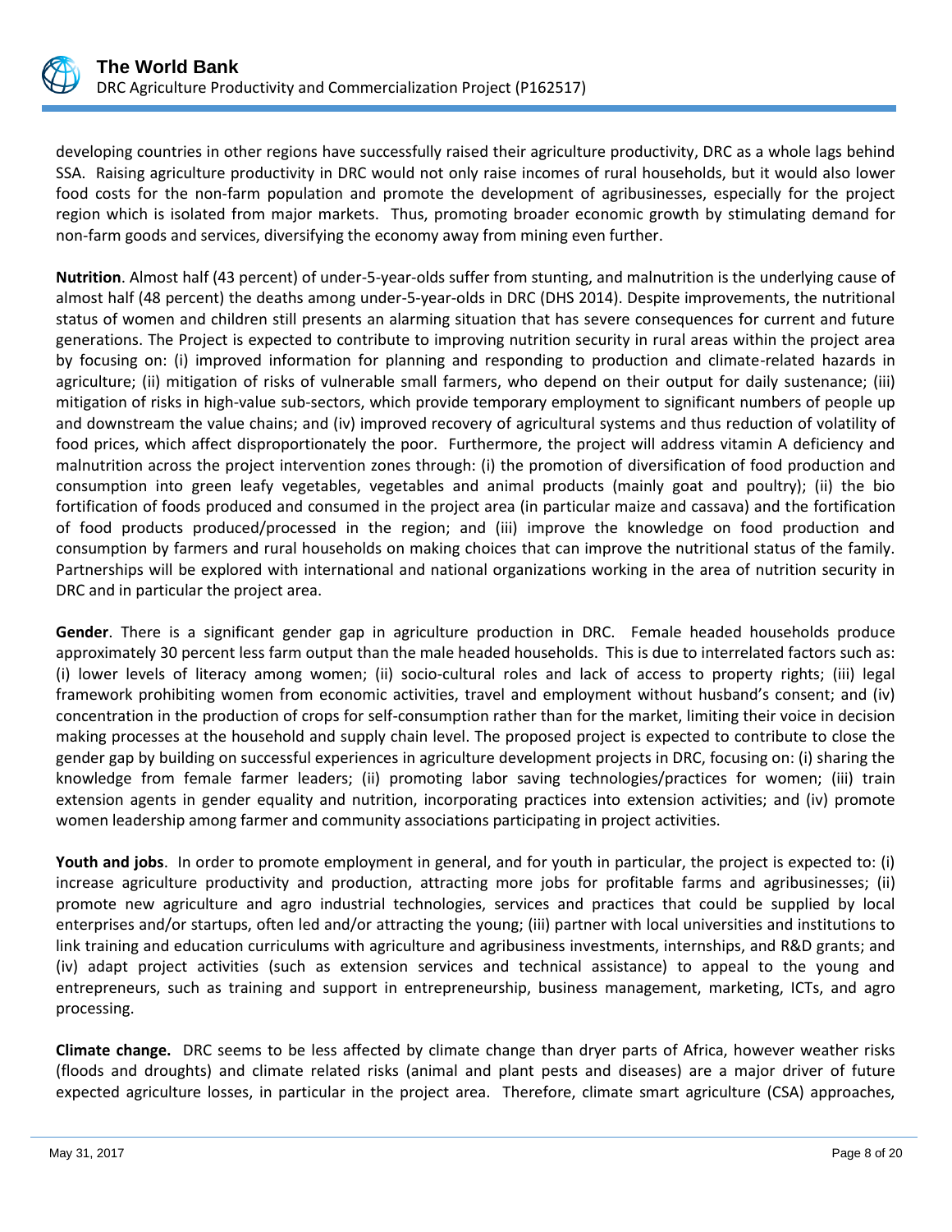developing countries in other regions have successfully raised their agriculture productivity, DRC as a whole lags behind SSA. Raising agriculture productivity in DRC would not only raise incomes of rural households, but it would also lower food costs for the non-farm population and promote the development of agribusinesses, especially for the project region which is isolated from major markets. Thus, promoting broader economic growth by stimulating demand for non-farm goods and services, diversifying the economy away from mining even further.

**Nutrition**. Almost half (43 percent) of under-5-year-olds suffer from stunting, and malnutrition is the underlying cause of almost half (48 percent) the deaths among under-5-year-olds in DRC (DHS 2014). Despite improvements, the nutritional status of women and children still presents an alarming situation that has severe consequences for current and future generations. The Project is expected to contribute to improving nutrition security in rural areas within the project area by focusing on: (i) improved information for planning and responding to production and climate-related hazards in agriculture; (ii) mitigation of risks of vulnerable small farmers, who depend on their output for daily sustenance; (iii) mitigation of risks in high-value sub-sectors, which provide temporary employment to significant numbers of people up and downstream the value chains; and (iv) improved recovery of agricultural systems and thus reduction of volatility of food prices, which affect disproportionately the poor. Furthermore, the project will address vitamin A deficiency and malnutrition across the project intervention zones through: (i) the promotion of diversification of food production and consumption into green leafy vegetables, vegetables and animal products (mainly goat and poultry); (ii) the bio fortification of foods produced and consumed in the project area (in particular maize and cassava) and the fortification of food products produced/processed in the region; and (iii) improve the knowledge on food production and consumption by farmers and rural households on making choices that can improve the nutritional status of the family. Partnerships will be explored with international and national organizations working in the area of nutrition security in DRC and in particular the project area.

**Gender**. There is a significant gender gap in agriculture production in DRC. Female headed households produce approximately 30 percent less farm output than the male headed households. This is due to interrelated factors such as: (i) lower levels of literacy among women; (ii) socio-cultural roles and lack of access to property rights; (iii) legal framework prohibiting women from economic activities, travel and employment without husband's consent; and (iv) concentration in the production of crops for self-consumption rather than for the market, limiting their voice in decision making processes at the household and supply chain level. The proposed project is expected to contribute to close the gender gap by building on successful experiences in agriculture development projects in DRC, focusing on: (i) sharing the knowledge from female farmer leaders; (ii) promoting labor saving technologies/practices for women; (iii) train extension agents in gender equality and nutrition, incorporating practices into extension activities; and (iv) promote women leadership among farmer and community associations participating in project activities.

**Youth and jobs**. In order to promote employment in general, and for youth in particular, the project is expected to: (i) increase agriculture productivity and production, attracting more jobs for profitable farms and agribusinesses; (ii) promote new agriculture and agro industrial technologies, services and practices that could be supplied by local enterprises and/or startups, often led and/or attracting the young; (iii) partner with local universities and institutions to link training and education curriculums with agriculture and agribusiness investments, internships, and R&D grants; and (iv) adapt project activities (such as extension services and technical assistance) to appeal to the young and entrepreneurs, such as training and support in entrepreneurship, business management, marketing, ICTs, and agro processing.

**Climate change.** DRC seems to be less affected by climate change than dryer parts of Africa, however weather risks (floods and droughts) and climate related risks (animal and plant pests and diseases) are a major driver of future expected agriculture losses, in particular in the project area. Therefore, climate smart agriculture (CSA) approaches,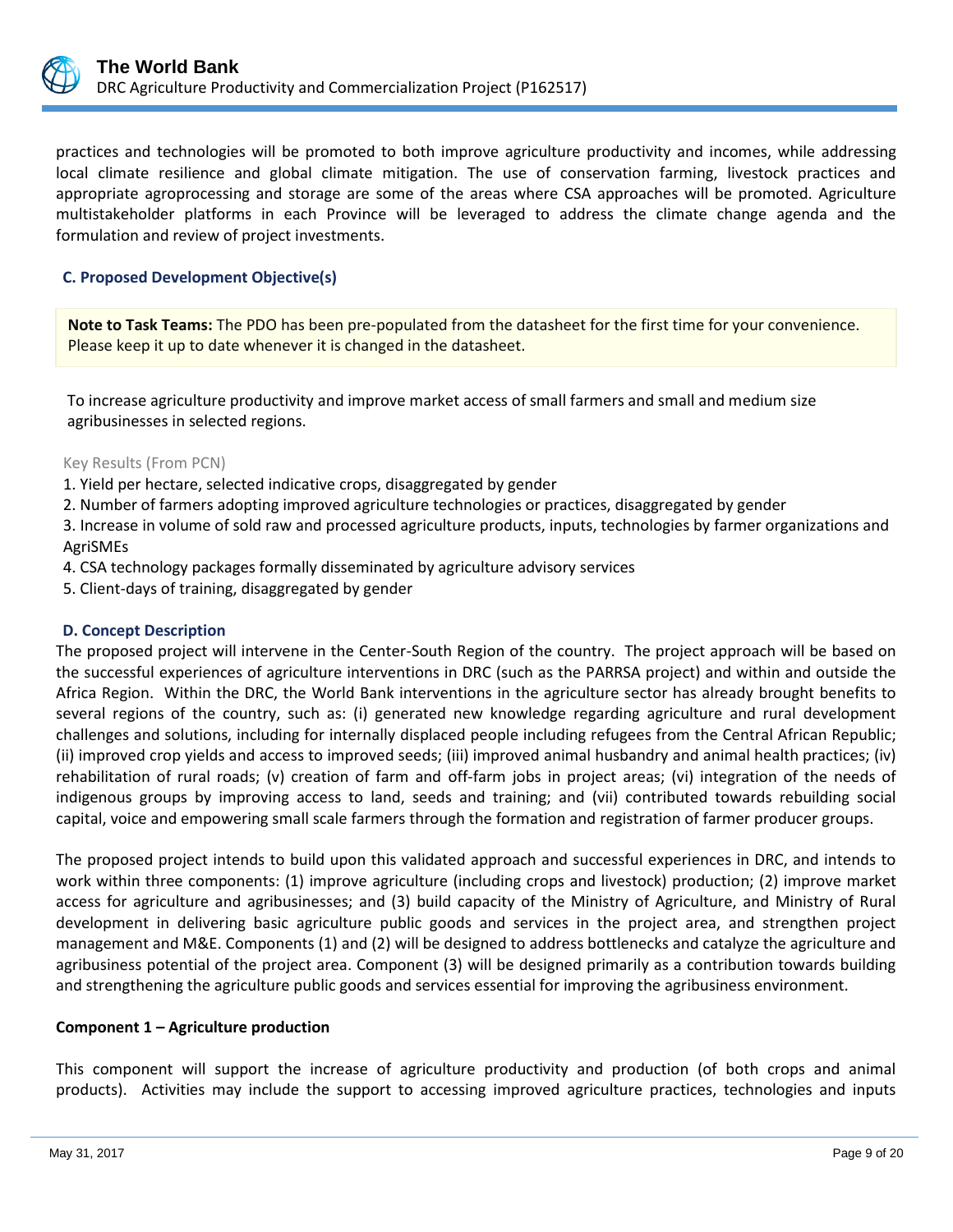practices and technologies will be promoted to both improve agriculture productivity and incomes, while addressing local climate resilience and global climate mitigation. The use of conservation farming, livestock practices and appropriate agroprocessing and storage are some of the areas where CSA approaches will be promoted. Agriculture multistakeholder platforms in each Province will be leveraged to address the climate change agenda and the formulation and review of project investments.

### C. Proposed Development Objective(s)

**Note to Task Teams:** The PDO has been pre-populated from the datasheet for the first time for your convenience. Please keep it up to date whenever it is changed in the datasheet.

To increase agriculture productivity and improve market access of small farmers and small and medium size agribusinesses in selected regions.

Key Results (From PCN)

1. Yield per hectare, selected indicative crops, disaggregated by gender
2. Number of farmers adopting improved agriculture technologies or practices, disaggregated by gender
3. Increase in volume of sold raw and processed agriculture products, inputs, technologies by farmer organizations and AgriSMEs
4. CSA technology packages formally disseminated by agriculture advisory services
5. Client-days of training, disaggregated by gender

### D. Concept Description

The proposed project will intervene in the Center-South Region of the country. The project approach will be based on the successful experiences of agriculture interventions in DRC (such as the PARRSA project) and within and outside the Africa Region. Within the DRC, the World Bank interventions in the agriculture sector has already brought benefits to several regions of the country, such as: (i) generated new knowledge regarding agriculture and rural development challenges and solutions, including for internally displaced people including refugees from the Central African Republic; (ii) improved crop yields and access to improved seeds; (iii) improved animal husbandry and animal health practices; (iv) rehabilitation of rural roads; (v) creation of farm and off-farm jobs in project areas; (vi) integration of the needs of indigenous groups by improving access to land, seeds and training; and (vii) contributed towards rebuilding social capital, voice and empowering small scale farmers through the formation and registration of farmer producer groups.

The proposed project intends to build upon this validated approach and successful experiences in DRC, and intends to work within three components: (1) improve agriculture (including crops and livestock) production; (2) improve market access for agriculture and agribusinesses; and (3) build capacity of the Ministry of Agriculture, and Ministry of Rural development in delivering basic agriculture public goods and services in the project area, and strengthen project management and M&E. Components (1) and (2) will be designed to address bottlenecks and catalyze the agriculture and agribusiness potential of the project area. Component (3) will be designed primarily as a contribution towards building and strengthening the agriculture public goods and services essential for improving the agribusiness environment.

**Component 1 – Agriculture production**

This component will support the increase of agriculture productivity and production (of both crops and animal products). Activities may include the support to accessing improved agriculture practices, technologies and inputs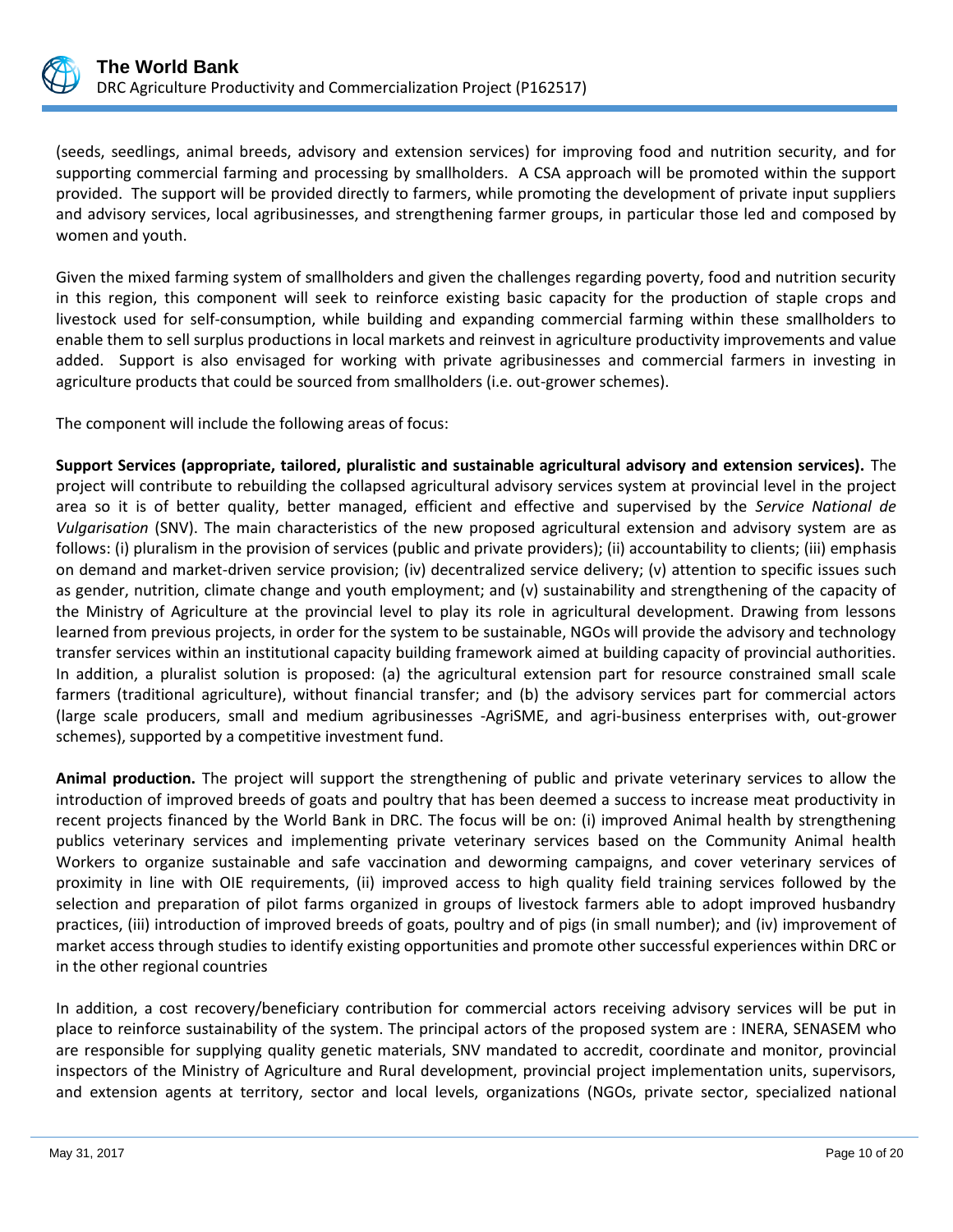(seeds, seedlings, animal breeds, advisory and extension services) for improving food and nutrition security, and for supporting commercial farming and processing by smallholders. A CSA approach will be promoted within the support provided. The support will be provided directly to farmers, while promoting the development of private input suppliers and advisory services, local agribusinesses, and strengthening farmer groups, in particular those led and composed by women and youth.

Given the mixed farming system of smallholders and given the challenges regarding poverty, food and nutrition security in this region, this component will seek to reinforce existing basic capacity for the production of staple crops and livestock used for self-consumption, while building and expanding commercial farming within these smallholders to enable them to sell surplus productions in local markets and reinvest in agriculture productivity improvements and value added. Support is also envisaged for working with private agribusinesses and commercial farmers in investing in agriculture products that could be sourced from smallholders (i.e. out-grower schemes).

The component will include the following areas of focus:

**Support Services (appropriate, tailored, pluralistic and sustainable agricultural advisory and extension services).** The project will contribute to rebuilding the collapsed agricultural advisory services system at provincial level in the project area so it is of better quality, better managed, efficient and effective and supervised by the *Service National de Vulgarisation* (SNV). The main characteristics of the new proposed agricultural extension and advisory system are as follows: (i) pluralism in the provision of services (public and private providers); (ii) accountability to clients; (iii) emphasis on demand and market-driven service provision; (iv) decentralized service delivery; (v) attention to specific issues such as gender, nutrition, climate change and youth employment; and (v) sustainability and strengthening of the capacity of the Ministry of Agriculture at the provincial level to play its role in agricultural development. Drawing from lessons learned from previous projects, in order for the system to be sustainable, NGOs will provide the advisory and technology transfer services within an institutional capacity building framework aimed at building capacity of provincial authorities. In addition, a pluralist solution is proposed: (a) the agricultural extension part for resource constrained small scale farmers (traditional agriculture), without financial transfer; and (b) the advisory services part for commercial actors (large scale producers, small and medium agribusinesses -AgriSME, and agri-business enterprises with, out-grower schemes), supported by a competitive investment fund.

**Animal production.** The project will support the strengthening of public and private veterinary services to allow the introduction of improved breeds of goats and poultry that has been deemed a success to increase meat productivity in recent projects financed by the World Bank in DRC. The focus will be on: (i) improved Animal health by strengthening publics veterinary services and implementing private veterinary services based on the Community Animal health Workers to organize sustainable and safe vaccination and deworming campaigns, and cover veterinary services of proximity in line with OIE requirements, (ii) improved access to high quality field training services followed by the selection and preparation of pilot farms organized in groups of livestock farmers able to adopt improved husbandry practices, (iii) introduction of improved breeds of goats, poultry and of pigs (in small number); and (iv) improvement of market access through studies to identify existing opportunities and promote other successful experiences within DRC or in the other regional countries

In addition, a cost recovery/beneficiary contribution for commercial actors receiving advisory services will be put in place to reinforce sustainability of the system. The principal actors of the proposed system are : INERA, SENASEM who are responsible for supplying quality genetic materials, SNV mandated to accredit, coordinate and monitor, provincial inspectors of the Ministry of Agriculture and Rural development, provincial project implementation units, supervisors, and extension agents at territory, sector and local levels, organizations (NGOs, private sector, specialized national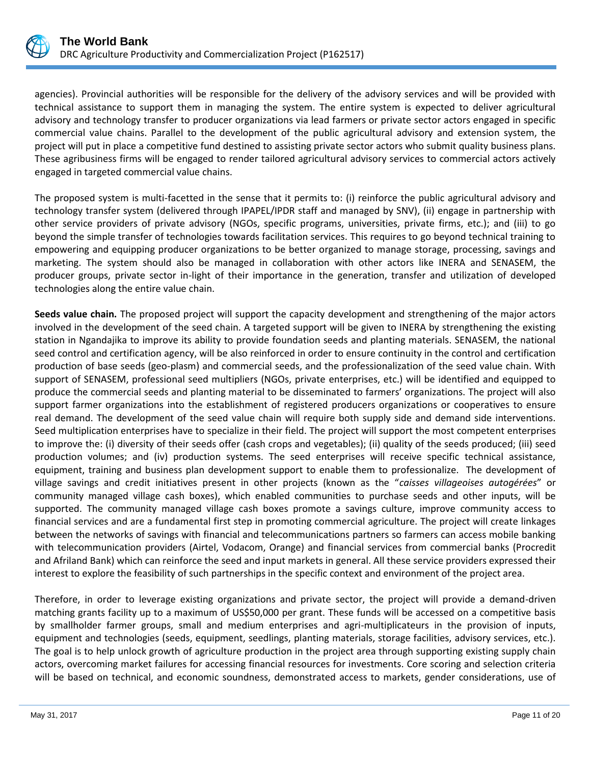agencies). Provincial authorities will be responsible for the delivery of the advisory services and will be provided with technical assistance to support them in managing the system. The entire system is expected to deliver agricultural advisory and technology transfer to producer organizations via lead farmers or private sector actors engaged in specific commercial value chains. Parallel to the development of the public agricultural advisory and extension system, the project will put in place a competitive fund destined to assisting private sector actors who submit quality business plans. These agribusiness firms will be engaged to render tailored agricultural advisory services to commercial actors actively engaged in targeted commercial value chains.

The proposed system is multi-facetted in the sense that it permits to: (i) reinforce the public agricultural advisory and technology transfer system (delivered through IPAPEL/IPDR staff and managed by SNV), (ii) engage in partnership with other service providers of private advisory (NGOs, specific programs, universities, private firms, etc.); and (iii) to go beyond the simple transfer of technologies towards facilitation services. This requires to go beyond technical training to empowering and equipping producer organizations to be better organized to manage storage, processing, savings and marketing. The system should also be managed in collaboration with other actors like INERA and SENASEM, the producer groups, private sector in-light of their importance in the generation, transfer and utilization of developed technologies along the entire value chain.

**Seeds value chain.** The proposed project will support the capacity development and strengthening of the major actors involved in the development of the seed chain. A targeted support will be given to INERA by strengthening the existing station in Ngandajika to improve its ability to provide foundation seeds and planting materials. SENASEM, the national seed control and certification agency, will be also reinforced in order to ensure continuity in the control and certification production of base seeds (geo-plasm) and commercial seeds, and the professionalization of the seed value chain. With support of SENASEM, professional seed multipliers (NGOs, private enterprises, etc.) will be identified and equipped to produce the commercial seeds and planting material to be disseminated to farmers' organizations. The project will also support farmer organizations into the establishment of registered producers organizations or cooperatives to ensure real demand. The development of the seed value chain will require both supply side and demand side interventions. Seed multiplication enterprises have to specialize in their field. The project will support the most competent enterprises to improve the: (i) diversity of their seeds offer (cash crops and vegetables); (ii) quality of the seeds produced; (iii) seed production volumes; and (iv) production systems. The seed enterprises will receive specific technical assistance, equipment, training and business plan development support to enable them to professionalize. The development of village savings and credit initiatives present in other projects (known as the "*caisses villageoises autogérées*" or community managed village cash boxes), which enabled communities to purchase seeds and other inputs, will be supported. The community managed village cash boxes promote a savings culture, improve community access to financial services and are a fundamental first step in promoting commercial agriculture. The project will create linkages between the networks of savings with financial and telecommunications partners so farmers can access mobile banking with telecommunication providers (Airtel, Vodacom, Orange) and financial services from commercial banks (Procredit and Afriland Bank) which can reinforce the seed and input markets in general. All these service providers expressed their interest to explore the feasibility of such partnerships in the specific context and environment of the project area.

Therefore, in order to leverage existing organizations and private sector, the project will provide a demand-driven matching grants facility up to a maximum of US$50,000 per grant. These funds will be accessed on a competitive basis by smallholder farmer groups, small and medium enterprises and agri-multiplicateurs in the provision of inputs, equipment and technologies (seeds, equipment, seedlings, planting materials, storage facilities, advisory services, etc.). The goal is to help unlock growth of agriculture production in the project area through supporting existing supply chain actors, overcoming market failures for accessing financial resources for investments. Core scoring and selection criteria will be based on technical, and economic soundness, demonstrated access to markets, gender considerations, use of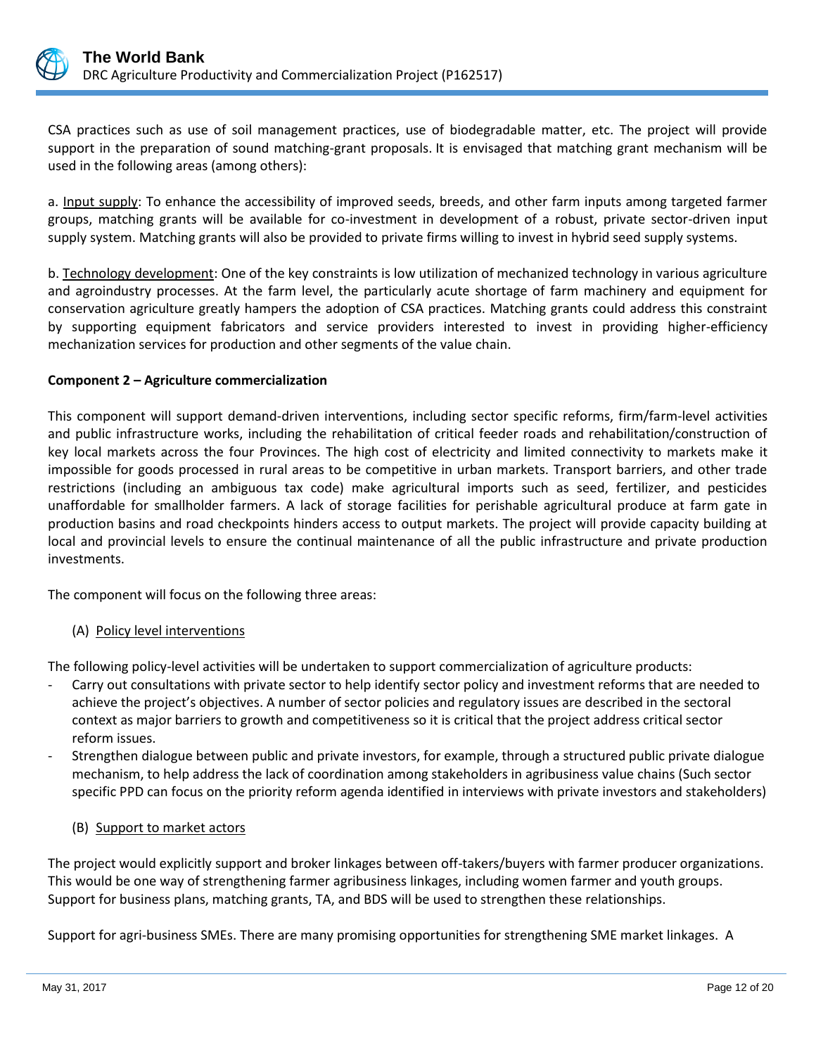CSA practices such as use of soil management practices, use of biodegradable matter, etc. The project will provide support in the preparation of sound matching-grant proposals. It is envisaged that matching grant mechanism will be used in the following areas (among others):

a. Input supply: To enhance the accessibility of improved seeds, breeds, and other farm inputs among targeted farmer groups, matching grants will be available for co-investment in development of a robust, private sector-driven input supply system. Matching grants will also be provided to private firms willing to invest in hybrid seed supply systems.

b. Technology development: One of the key constraints is low utilization of mechanized technology in various agriculture and agroindustry processes. At the farm level, the particularly acute shortage of farm machinery and equipment for conservation agriculture greatly hampers the adoption of CSA practices. Matching grants could address this constraint by supporting equipment fabricators and service providers interested to invest in providing higher-efficiency mechanization services for production and other segments of the value chain.

**Component 2 – Agriculture commercialization**

This component will support demand-driven interventions, including sector specific reforms, firm/farm-level activities and public infrastructure works, including the rehabilitation of critical feeder roads and rehabilitation/construction of key local markets across the four Provinces. The high cost of electricity and limited connectivity to markets make it impossible for goods processed in rural areas to be competitive in urban markets. Transport barriers, and other trade restrictions (including an ambiguous tax code) make agricultural imports such as seed, fertilizer, and pesticides unaffordable for smallholder farmers. A lack of storage facilities for perishable agricultural produce at farm gate in production basins and road checkpoints hinders access to output markets. The project will provide capacity building at local and provincial levels to ensure the continual maintenance of all the public infrastructure and private production investments.

The component will focus on the following three areas:

(A) Policy level interventions

The following policy-level activities will be undertaken to support commercialization of agriculture products:

- Carry out consultations with private sector to help identify sector policy and investment reforms that are needed to achieve the project's objectives. A number of sector policies and regulatory issues are described in the sectoral context as major barriers to growth and competitiveness so it is critical that the project address critical sector reform issues.
- Strengthen dialogue between public and private investors, for example, through a structured public private dialogue mechanism, to help address the lack of coordination among stakeholders in agribusiness value chains (Such sector specific PPD can focus on the priority reform agenda identified in interviews with private investors and stakeholders)

(B) Support to market actors

The project would explicitly support and broker linkages between off-takers/buyers with farmer producer organizations. This would be one way of strengthening farmer agribusiness linkages, including women farmer and youth groups. Support for business plans, matching grants, TA, and BDS will be used to strengthen these relationships.

Support for agri-business SMEs. There are many promising opportunities for strengthening SME market linkages. A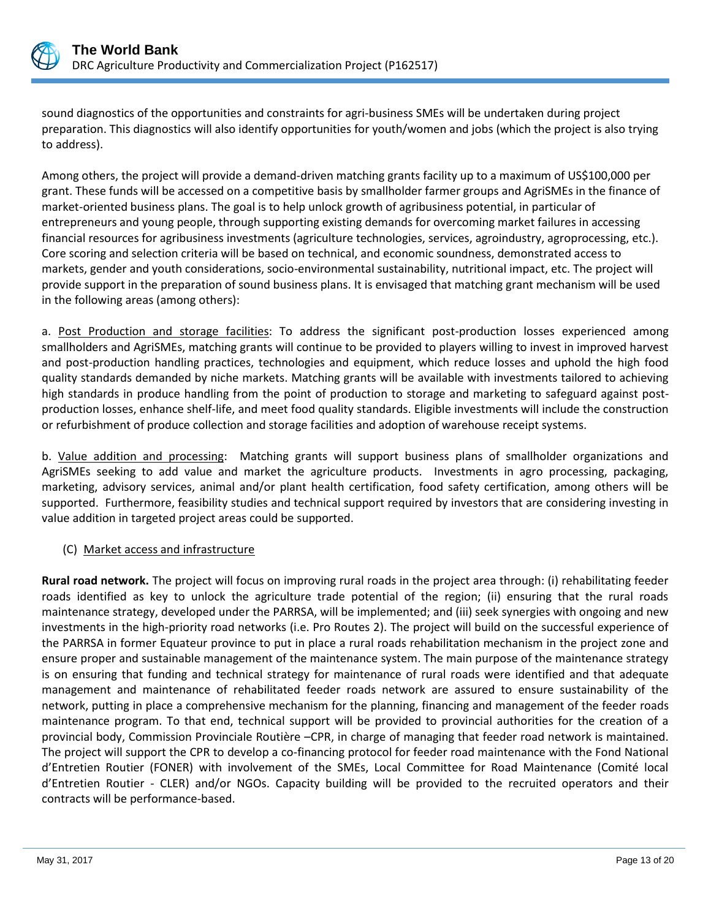sound diagnostics of the opportunities and constraints for agri-business SMEs will be undertaken during project preparation. This diagnostics will also identify opportunities for youth/women and jobs (which the project is also trying to address).

Among others, the project will provide a demand-driven matching grants facility up to a maximum of US$100,000 per grant. These funds will be accessed on a competitive basis by smallholder farmer groups and AgriSMEs in the finance of market-oriented business plans. The goal is to help unlock growth of agribusiness potential, in particular of entrepreneurs and young people, through supporting existing demands for overcoming market failures in accessing financial resources for agribusiness investments (agriculture technologies, services, agroindustry, agroprocessing, etc.). Core scoring and selection criteria will be based on technical, and economic soundness, demonstrated access to markets, gender and youth considerations, socio-environmental sustainability, nutritional impact, etc. The project will provide support in the preparation of sound business plans. It is envisaged that matching grant mechanism will be used in the following areas (among others):

a. Post Production and storage facilities: To address the significant post-production losses experienced among smallholders and AgriSMEs, matching grants will continue to be provided to players willing to invest in improved harvest and post-production handling practices, technologies and equipment, which reduce losses and uphold the high food quality standards demanded by niche markets. Matching grants will be available with investments tailored to achieving high standards in produce handling from the point of production to storage and marketing to safeguard against post-production losses, enhance shelf-life, and meet food quality standards. Eligible investments will include the construction or refurbishment of produce collection and storage facilities and adoption of warehouse receipt systems.

b. Value addition and processing: Matching grants will support business plans of smallholder organizations and AgriSMEs seeking to add value and market the agriculture products. Investments in agro processing, packaging, marketing, advisory services, animal and/or plant health certification, food safety certification, among others will be supported. Furthermore, feasibility studies and technical support required by investors that are considering investing in value addition in targeted project areas could be supported.

(C) Market access and infrastructure

**Rural road network.** The project will focus on improving rural roads in the project area through: (i) rehabilitating feeder roads identified as key to unlock the agriculture trade potential of the region; (ii) ensuring that the rural roads maintenance strategy, developed under the PARRSA, will be implemented; and (iii) seek synergies with ongoing and new investments in the high-priority road networks (i.e. Pro Routes 2). The project will build on the successful experience of the PARRSA in former Equateur province to put in place a rural roads rehabilitation mechanism in the project zone and ensure proper and sustainable management of the maintenance system. The main purpose of the maintenance strategy is on ensuring that funding and technical strategy for maintenance of rural roads were identified and that adequate management and maintenance of rehabilitated feeder roads network are assured to ensure sustainability of the network, putting in place a comprehensive mechanism for the planning, financing and management of the feeder roads maintenance program. To that end, technical support will be provided to provincial authorities for the creation of a provincial body, Commission Provinciale Routière –CPR, in charge of managing that feeder road network is maintained. The project will support the CPR to develop a co-financing protocol for feeder road maintenance with the Fond National d'Entretien Routier (FONER) with involvement of the SMEs, Local Committee for Road Maintenance (Comité local d'Entretien Routier - CLER) and/or NGOs. Capacity building will be provided to the recruited operators and their contracts will be performance-based.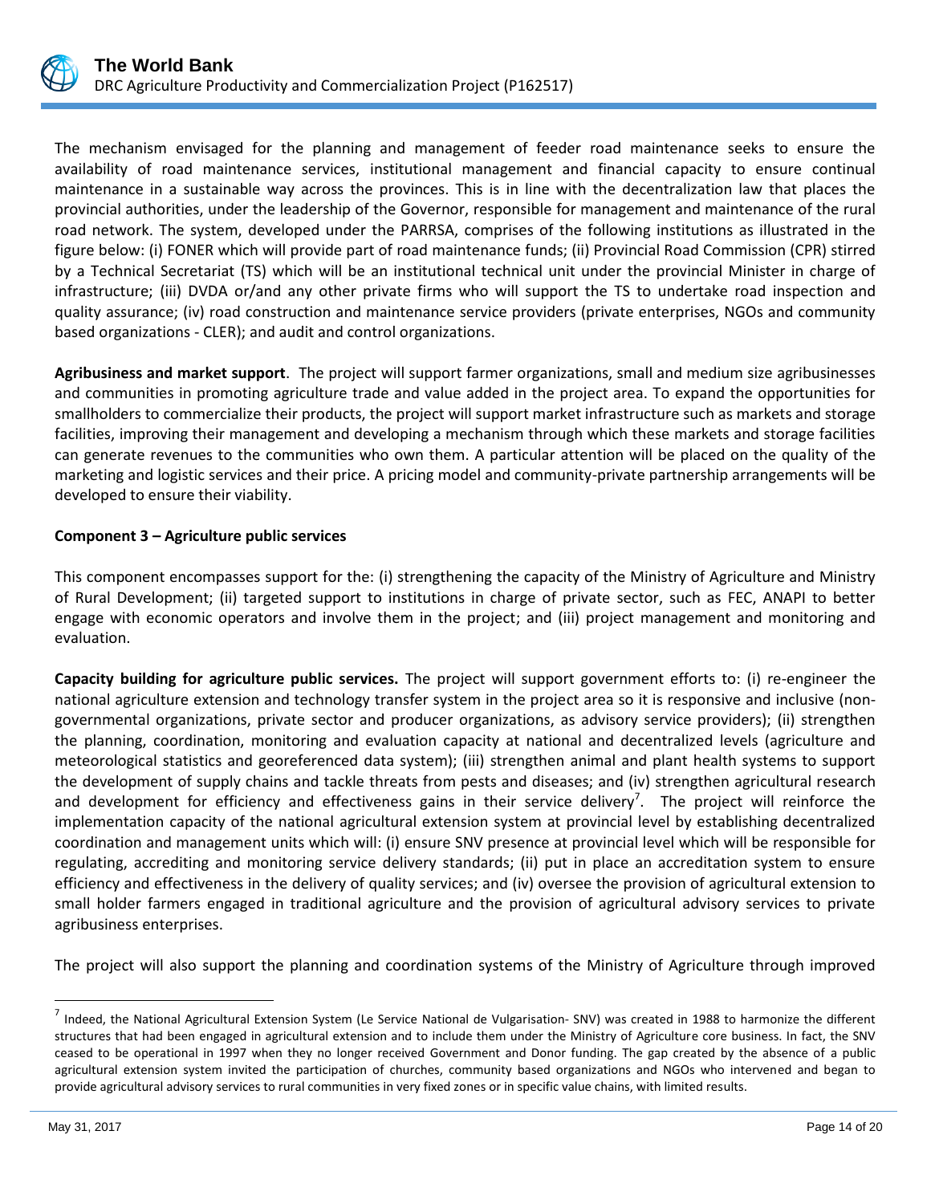The mechanism envisaged for the planning and management of feeder road maintenance seeks to ensure the availability of road maintenance services, institutional management and financial capacity to ensure continual maintenance in a sustainable way across the provinces. This is in line with the decentralization law that places the provincial authorities, under the leadership of the Governor, responsible for management and maintenance of the rural road network. The system, developed under the PARRSA, comprises of the following institutions as illustrated in the figure below: (i) FONER which will provide part of road maintenance funds; (ii) Provincial Road Commission (CPR) stirred by a Technical Secretariat (TS) which will be an institutional technical unit under the provincial Minister in charge of infrastructure; (iii) DVDA or/and any other private firms who will support the TS to undertake road inspection and quality assurance; (iv) road construction and maintenance service providers (private enterprises, NGOs and community based organizations - CLER); and audit and control organizations.

**Agribusiness and market support**. The project will support farmer organizations, small and medium size agribusinesses and communities in promoting agriculture trade and value added in the project area. To expand the opportunities for smallholders to commercialize their products, the project will support market infrastructure such as markets and storage facilities, improving their management and developing a mechanism through which these markets and storage facilities can generate revenues to the communities who own them. A particular attention will be placed on the quality of the marketing and logistic services and their price. A pricing model and community-private partnership arrangements will be developed to ensure their viability.

**Component 3 – Agriculture public services**

This component encompasses support for the: (i) strengthening the capacity of the Ministry of Agriculture and Ministry of Rural Development; (ii) targeted support to institutions in charge of private sector, such as FEC, ANAPI to better engage with economic operators and involve them in the project; and (iii) project management and monitoring and evaluation.

**Capacity building for agriculture public services.** The project will support government efforts to: (i) re-engineer the national agriculture extension and technology transfer system in the project area so it is responsive and inclusive (non-governmental organizations, private sector and producer organizations, as advisory service providers); (ii) strengthen the planning, coordination, monitoring and evaluation capacity at national and decentralized levels (agriculture and meteorological statistics and georeferenced data system); (iii) strengthen animal and plant health systems to support the development of supply chains and tackle threats from pests and diseases; and (iv) strengthen agricultural research and development for efficiency and effectiveness gains in their service delivery[7]. The project will reinforce the implementation capacity of the national agricultural extension system at provincial level by establishing decentralized coordination and management units which will: (i) ensure SNV presence at provincial level which will be responsible for regulating, accrediting and monitoring service delivery standards; (ii) put in place an accreditation system to ensure efficiency and effectiveness in the delivery of quality services; and (iv) oversee the provision of agricultural extension to small holder farmers engaged in traditional agriculture and the provision of agricultural advisory services to private agribusiness enterprises.

The project will also support the planning and coordination systems of the Ministry of Agriculture through improved

---

[7] Indeed, the National Agricultural Extension System (Le Service National de Vulgarisation- SNV) was created in 1988 to harmonize the different structures that had been engaged in agricultural extension and to include them under the Ministry of Agriculture core business. In fact, the SNV ceased to be operational in 1997 when they no longer received Government and Donor funding. The gap created by the absence of a public agricultural extension system invited the participation of churches, community based organizations and NGOs who intervened and began to provide agricultural advisory services to rural communities in very fixed zones or in specific value chains, with limited results.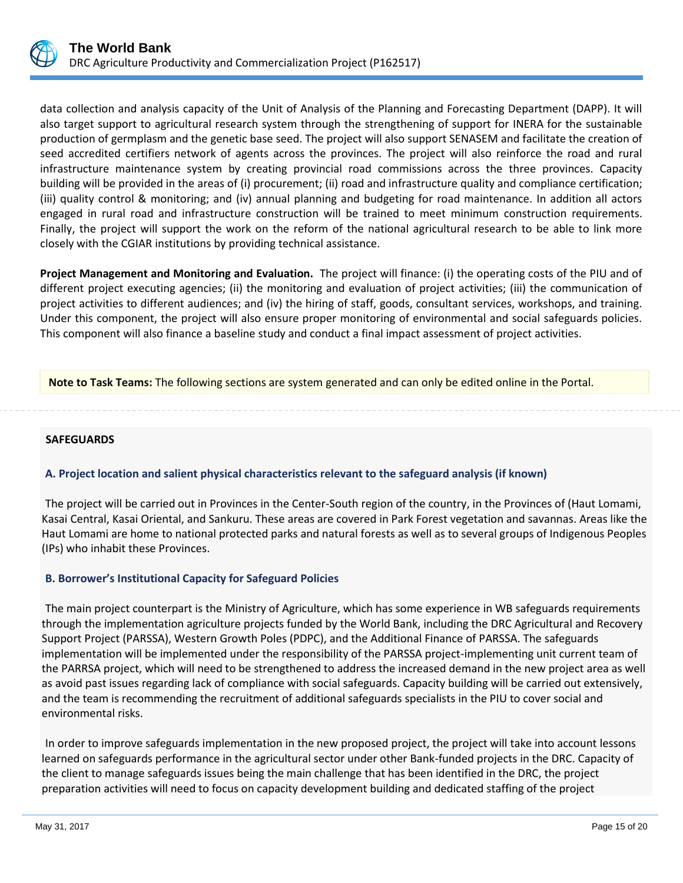data collection and analysis capacity of the Unit of Analysis of the Planning and Forecasting Department (DAPP). It will also target support to agricultural research system through the strengthening of support for INERA for the sustainable production of germplasm and the genetic base seed. The project will also support SENASEM and facilitate the creation of seed accredited certifiers network of agents across the provinces. The project will also reinforce the road and rural infrastructure maintenance system by creating provincial road commissions across the three provinces. Capacity building will be provided in the areas of (i) procurement; (ii) road and infrastructure quality and compliance certification; (iii) quality control & monitoring; and (iv) annual planning and budgeting for road maintenance. In addition all actors engaged in rural road and infrastructure construction will be trained to meet minimum construction requirements. Finally, the project will support the work on the reform of the national agricultural research to be able to link more closely with the CGIAR institutions by providing technical assistance.

**Project Management and Monitoring and Evaluation.** The project will finance: (i) the operating costs of the PIU and of different project executing agencies; (ii) the monitoring and evaluation of project activities; (iii) the communication of project activities to different audiences; and (iv) the hiring of staff, goods, consultant services, workshops, and training. Under this component, the project will also ensure proper monitoring of environmental and social safeguards policies. This component will also finance a baseline study and conduct a final impact assessment of project activities.

**Note to Task Teams:** The following sections are system generated and can only be edited online in the Portal.

## SAFEGUARDS

### A. Project location and salient physical characteristics relevant to the safeguard analysis (if known)

The project will be carried out in Provinces in the Center-South region of the country, in the Provinces of (Haut Lomami, Kasai Central, Kasai Oriental, and Sankuru. These areas are covered in Park Forest vegetation and savannas. Areas like the Haut Lomami are home to national protected parks and natural forests as well as to several groups of Indigenous Peoples (IPs) who inhabit these Provinces.

### B. Borrower's Institutional Capacity for Safeguard Policies

The main project counterpart is the Ministry of Agriculture, which has some experience in WB safeguards requirements through the implementation agriculture projects funded by the World Bank, including the DRC Agricultural and Recovery Support Project (PARSSA), Western Growth Poles (PDPC), and the Additional Finance of PARSSA. The safeguards implementation will be implemented under the responsibility of the PARSSA project-implementing unit current team of the PARRSA project, which will need to be strengthened to address the increased demand in the new project area as well as avoid past issues regarding lack of compliance with social safeguards. Capacity building will be carried out extensively, and the team is recommending the recruitment of additional safeguards specialists in the PIU to cover social and environmental risks.

In order to improve safeguards implementation in the new proposed project, the project will take into account lessons learned on safeguards performance in the agricultural sector under other Bank-funded projects in the DRC. Capacity of the client to manage safeguards issues being the main challenge that has been identified in the DRC, the project preparation activities will need to focus on capacity development building and dedicated staffing of the project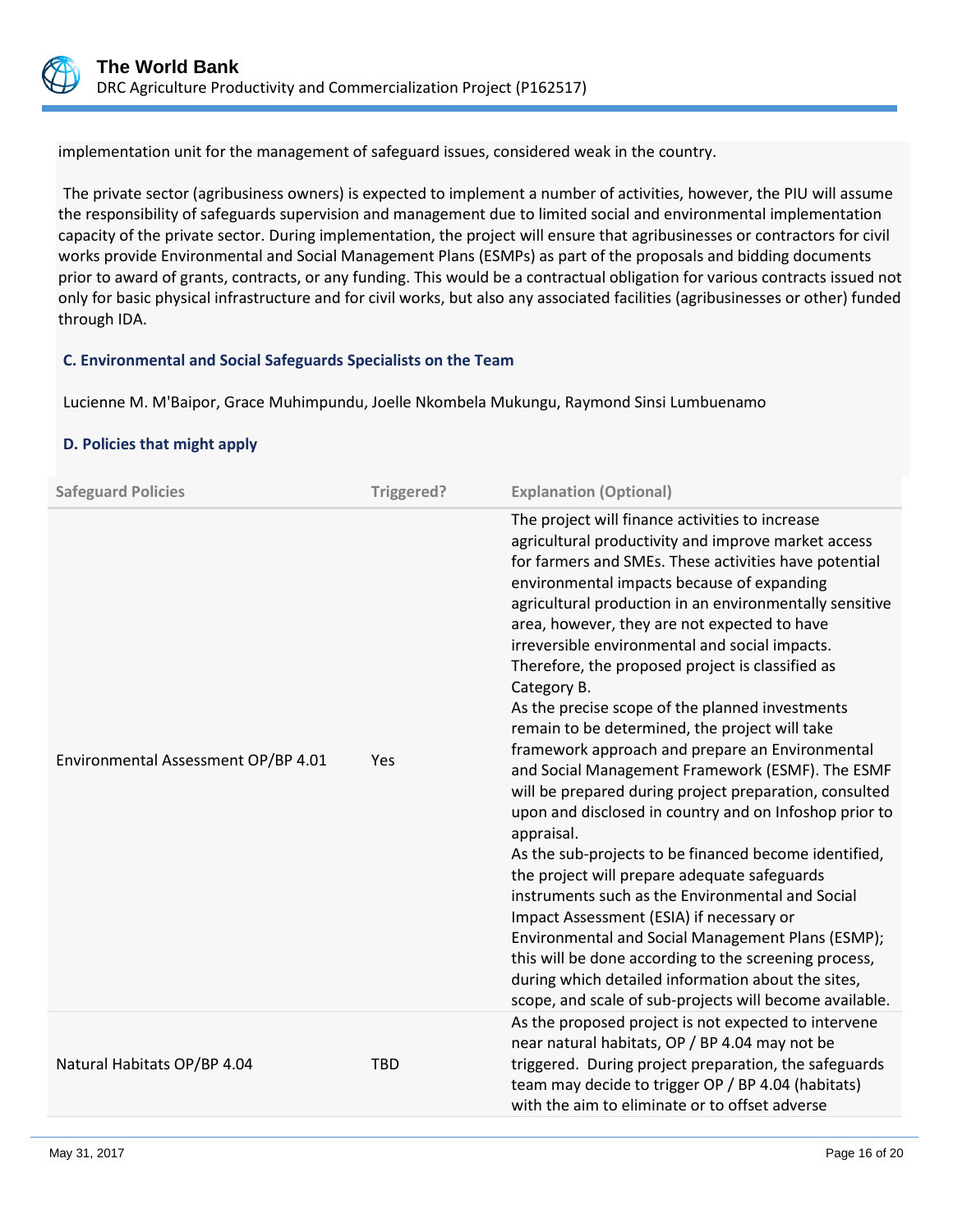implementation unit for the management of safeguard issues, considered weak in the country.

The private sector (agribusiness owners) is expected to implement a number of activities, however, the PIU will assume the responsibility of safeguards supervision and management due to limited social and environmental implementation capacity of the private sector. During implementation, the project will ensure that agribusinesses or contractors for civil works provide Environmental and Social Management Plans (ESMPs) as part of the proposals and bidding documents prior to award of grants, contracts, or any funding. This would be a contractual obligation for various contracts issued not only for basic physical infrastructure and for civil works, but also any associated facilities (agribusinesses or other) funded through IDA.

### C. Environmental and Social Safeguards Specialists on the Team

Lucienne M. M'Baipor, Grace Muhimpundu, Joelle Nkombela Mukungu, Raymond Sinsi Lumbuenamo

### D. Policies that might apply

| Safeguard Policies | Triggered? | Explanation (Optional) |
| --- | --- | --- |
| Environmental Assessment OP/BP 4.01 | Yes | The project will finance activities to increase agricultural productivity and improve market access for farmers and SMEs. These activities have potential environmental impacts because of expanding agricultural production in an environmentally sensitive area, however, they are not expected to have irreversible environmental and social impacts. Therefore, the proposed project is classified as Category B.<br>As the precise scope of the planned investments remain to be determined, the project will take framework approach and prepare an Environmental and Social Management Framework (ESMF). The ESMF will be prepared during project preparation, consulted upon and disclosed in country and on Infoshop prior to appraisal.<br>As the sub-projects to be financed become identified, the project will prepare adequate safeguards instruments such as the Environmental and Social Impact Assessment (ESIA) if necessary or Environmental and Social Management Plans (ESMP); this will be done according to the screening process, during which detailed information about the sites, scope, and scale of sub-projects will become available. |
| Natural Habitats OP/BP 4.04 | TBD | As the proposed project is not expected to intervene near natural habitats, OP / BP 4.04 may not be triggered. During project preparation, the safeguards team may decide to trigger OP / BP 4.04 (habitats) with the aim to eliminate or to offset adverse |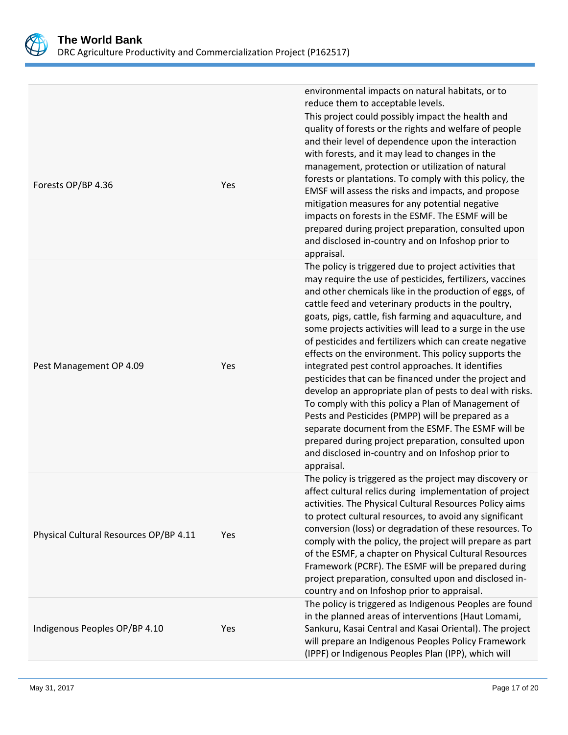| | | |
|---|---|---|
| | | environmental impacts on natural habitats, or to reduce them to acceptable levels. |
| Forests OP/BP 4.36 | Yes | This project could possibly impact the health and quality of forests or the rights and welfare of people and their level of dependence upon the interaction with forests, and it may lead to changes in the management, protection or utilization of natural forests or plantations. To comply with this policy, the EMSF will assess the risks and impacts, and propose mitigation measures for any potential negative impacts on forests in the ESMF. The ESMF will be prepared during project preparation, consulted upon and disclosed in-country and on Infoshop prior to appraisal. |
| Pest Management OP 4.09 | Yes | The policy is triggered due to project activities that may require the use of pesticides, fertilizers, vaccines and other chemicals like in the production of eggs, of cattle feed and veterinary products in the poultry, goats, pigs, cattle, fish farming and aquaculture, and some projects activities will lead to a surge in the use of pesticides and fertilizers which can create negative effects on the environment. This policy supports the integrated pest control approaches. It identifies pesticides that can be financed under the project and develop an appropriate plan of pests to deal with risks. To comply with this policy a Plan of Management of Pests and Pesticides (PMPP) will be prepared as a separate document from the ESMF. The ESMF will be prepared during project preparation, consulted upon and disclosed in-country and on Infoshop prior to appraisal. |
| Physical Cultural Resources OP/BP 4.11 | Yes | The policy is triggered as the project may discovery or affect cultural relics during implementation of project activities. The Physical Cultural Resources Policy aims to protect cultural resources, to avoid any significant conversion (loss) or degradation of these resources. To comply with the policy, the project will prepare as part of the ESMF, a chapter on Physical Cultural Resources Framework (PCRF). The ESMF will be prepared during project preparation, consulted upon and disclosed in-country and on Infoshop prior to appraisal. |
| Indigenous Peoples OP/BP 4.10 | Yes | The policy is triggered as Indigenous Peoples are found in the planned areas of interventions (Haut Lomami, Sankuru, Kasai Central and Kasai Oriental). The project will prepare an Indigenous Peoples Policy Framework (IPPF) or Indigenous Peoples Plan (IPP), which will |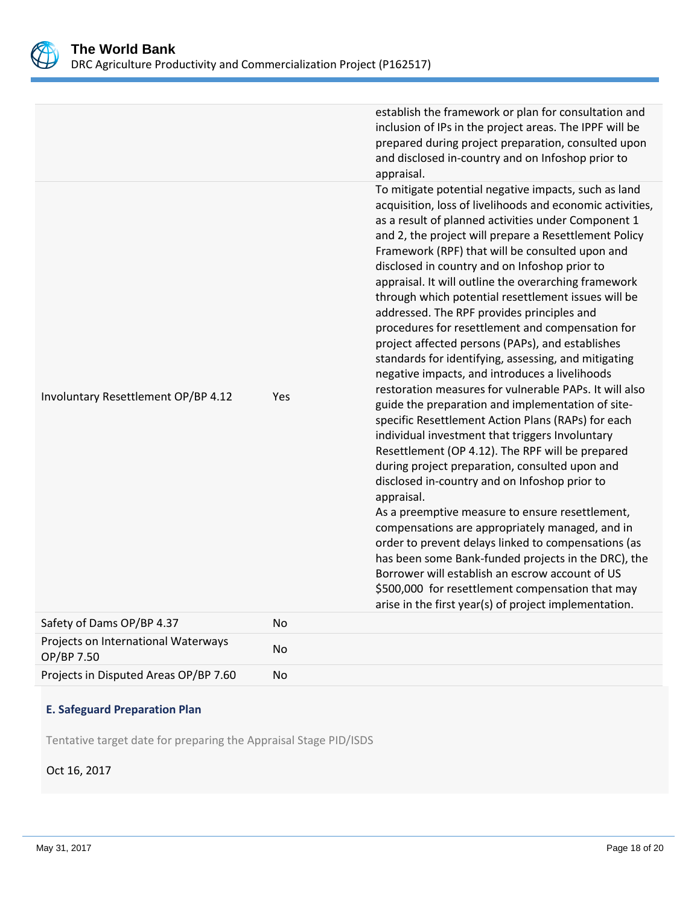| | | |
|---|---|---|
| | | establish the framework or plan for consultation and inclusion of IPs in the project areas. The IPPF will be prepared during project preparation, consulted upon and disclosed in-country and on Infoshop prior to appraisal. |
| Involuntary Resettlement OP/BP 4.12 | Yes | To mitigate potential negative impacts, such as land acquisition, loss of livelihoods and economic activities, as a result of planned activities under Component 1 and 2, the project will prepare a Resettlement Policy Framework (RPF) that will be consulted upon and disclosed in country and on Infoshop prior to appraisal. It will outline the overarching framework through which potential resettlement issues will be addressed. The RPF provides principles and procedures for resettlement and compensation for project affected persons (PAPs), and establishes standards for identifying, assessing, and mitigating negative impacts, and introduces a livelihoods restoration measures for vulnerable PAPs. It will also guide the preparation and implementation of site-specific Resettlement Action Plans (RAPs) for each individual investment that triggers Involuntary Resettlement (OP 4.12). The RPF will be prepared during project preparation, consulted upon and disclosed in-country and on Infoshop prior to appraisal.<br>As a preemptive measure to ensure resettlement, compensations are appropriately managed, and in order to prevent delays linked to compensations (as has been some Bank-funded projects in the DRC), the Borrower will establish an escrow account of US $500,000 for resettlement compensation that may arise in the first year(s) of project implementation. |
| Safety of Dams OP/BP 4.37 | No | |
| Projects on International Waterways OP/BP 7.50 | No | |
| Projects in Disputed Areas OP/BP 7.60 | No | |

### E. Safeguard Preparation Plan

Tentative target date for preparing the Appraisal Stage PID/ISDS

Oct 16, 2017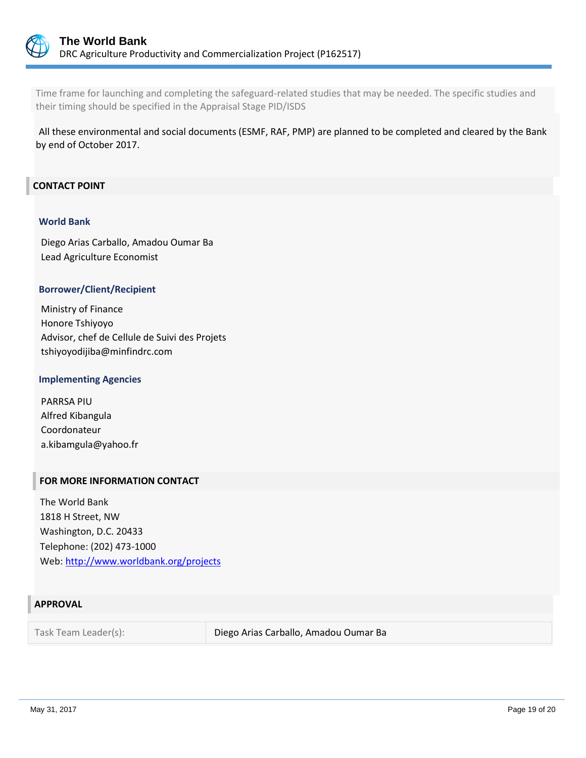Time frame for launching and completing the safeguard-related studies that may be needed. The specific studies and their timing should be specified in the Appraisal Stage PID/ISDS

All these environmental and social documents (ESMF, RAF, PMP) are planned to be completed and cleared by the Bank by end of October 2017.

## CONTACT POINT

### World Bank

Diego Arias Carballo, Amadou Oumar Ba
Lead Agriculture Economist

### Borrower/Client/Recipient

Ministry of Finance
Honore Tshiyoyo
Advisor, chef de Cellule de Suivi des Projets
tshiyoyodijiba@minfindrc.com

### Implementing Agencies

PARRSA PIU
Alfred Kibangula
Coordonateur
a.kibamgula@yahoo.fr

## FOR MORE INFORMATION CONTACT

The World Bank
1818 H Street, NW
Washington, D.C. 20433
Telephone: (202) 473-1000
Web: http://www.worldbank.org/projects

## APPROVAL

| Task Team Leader(s): | Diego Arias Carballo, Amadou Oumar Ba |
|---|---|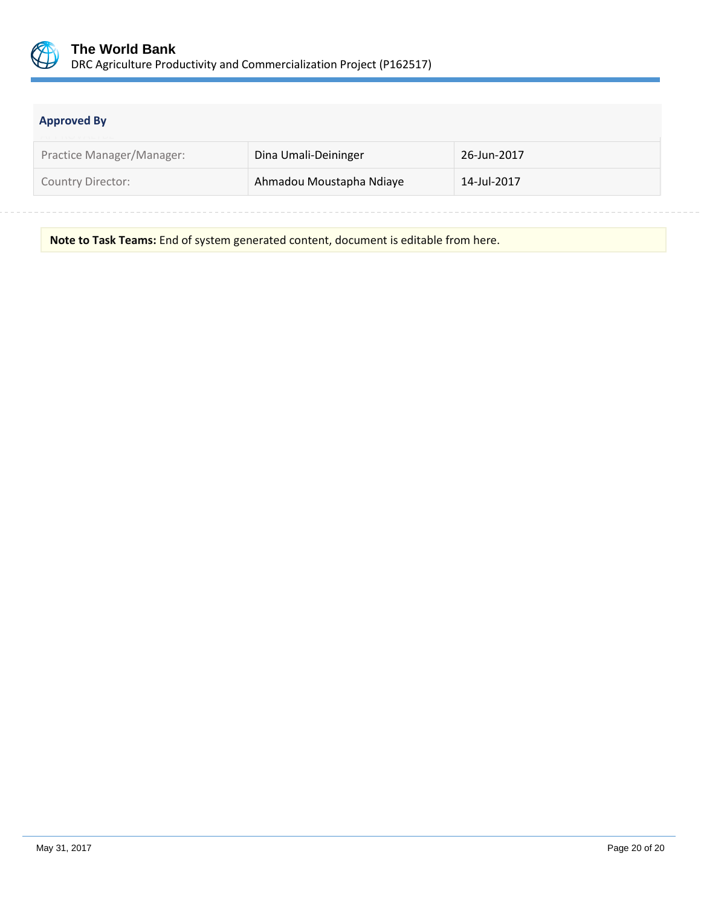### Approved By

| | | |
|---|---|---|
| Practice Manager/Manager: | Dina Umali-Deininger | 26-Jun-2017 |
| Country Director: | Ahmadou Moustapha Ndiaye | 14-Jul-2017 |

**Note to Task Teams:** End of system generated content, document is editable from here.